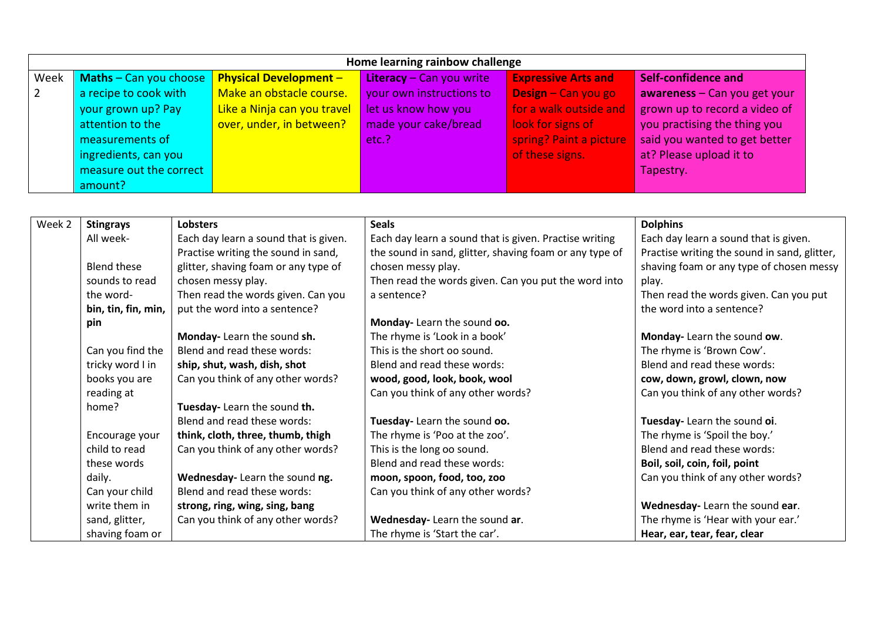| Home learning rainbow challenge | | | | | |
|---|---|---|---|---|---|
| Week 2 | **Maths** – Can you choose a recipe to cook with your grown up? Pay attention to the measurements of ingredients, can you measure out the correct amount? | **Physical Development** – Make an obstacle course. Like a Ninja can you travel over, under, in between? | **Literacy** – Can you write your own instructions to let us know how you made your cake/bread etc.? | **Expressive Arts and Design** – Can you go for a walk outside and look for signs of spring? Paint a picture of these signs. | **Self-confidence and awareness** – Can you get your grown up to record a video of you practising the thing you said you wanted to get better at? Please upload it to Tapestry. |

| Week 2 | **Stingrays** | **Lobsters** | **Seals** | **Dolphins** |
|---|---|---|---|---|
| | All week-<br><br>Blend these sounds to read the word-<br>**bin, tin, fin, min, pin**<br><br>Can you find the tricky word I in books you are reading at home?<br><br>Encourage your child to read these words daily.<br>Can your child write them in sand, glitter, shaving foam or | Each day learn a sound that is given. Practise writing the sound in sand, glitter, shaving foam or any type of chosen messy play.<br>Then read the words given. Can you put the word into a sentence?<br><br>**Monday-** Learn the sound **sh.**<br>Blend and read these words:<br>**ship, shut, wash, dish, shot**<br>Can you think of any other words?<br><br>**Tuesday-** Learn the sound **th.**<br>Blend and read these words:<br>**think, cloth, three, thumb, thigh**<br>Can you think of any other words?<br><br>**Wednesday-** Learn the sound **ng.**<br>Blend and read these words:<br>**strong, ring, wing, sing, bang**<br>Can you think of any other words? | Each day learn a sound that is given. Practise writing the sound in sand, glitter, shaving foam or any type of chosen messy play.<br>Then read the words given. Can you put the word into a sentence?<br><br>**Monday-** Learn the sound **oo.**<br>The rhyme is 'Look in a book'<br>This is the short oo sound.<br>Blend and read these words:<br>**wood, good, look, book, wool**<br>Can you think of any other words?<br><br>**Tuesday-** Learn the sound **oo.**<br>The rhyme is 'Poo at the zoo'.<br>This is the long oo sound.<br>Blend and read these words:<br>**moon, spoon, food, too, zoo**<br>Can you think of any other words?<br><br>**Wednesday-** Learn the sound **ar**.<br>The rhyme is 'Start the car'. | Each day learn a sound that is given. Practise writing the sound in sand, glitter, shaving foam or any type of chosen messy play.<br>Then read the words given. Can you put the word into a sentence?<br><br>**Monday-** Learn the sound **ow**.<br>The rhyme is 'Brown Cow'.<br>Blend and read these words:<br>**cow, down, growl, clown, now**<br>Can you think of any other words?<br><br>**Tuesday-** Learn the sound **oi**.<br>The rhyme is 'Spoil the boy.'<br>Blend and read these words:<br>**Boil, soil, coin, foil, point**<br>Can you think of any other words?<br><br>**Wednesday-** Learn the sound **ear**.<br>The rhyme is 'Hear with your ear.'<br>**Hear, ear, tear, fear, clear** |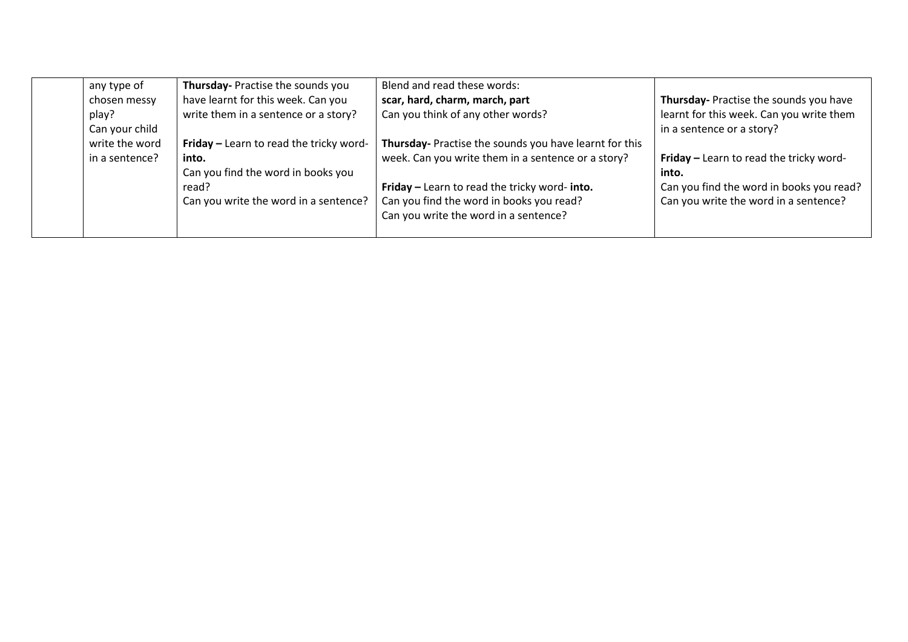| | | | | |
|---|---|---|---|---|
| | any type of chosen messy play? Can your child write the word in a sentence? | **Thursday-** Practise the sounds you have learnt for this week. Can you write them in a sentence or a story?<br><br>**Friday –** Learn to read the tricky word- **into.**<br>Can you find the word in books you read?<br>Can you write the word in a sentence? | Blend and read these words:<br>**scar, hard, charm, march, part**<br>Can you think of any other words?<br><br>**Thursday-** Practise the sounds you have learnt for this week. Can you write them in a sentence or a story?<br><br>**Friday –** Learn to read the tricky word- **into.**<br>Can you find the word in books you read?<br>Can you write the word in a sentence? | **Thursday-** Practise the sounds you have learnt for this week. Can you write them in a sentence or a story?<br><br>**Friday –** Learn to read the tricky word- **into.**<br>Can you find the word in books you read?<br>Can you write the word in a sentence? |